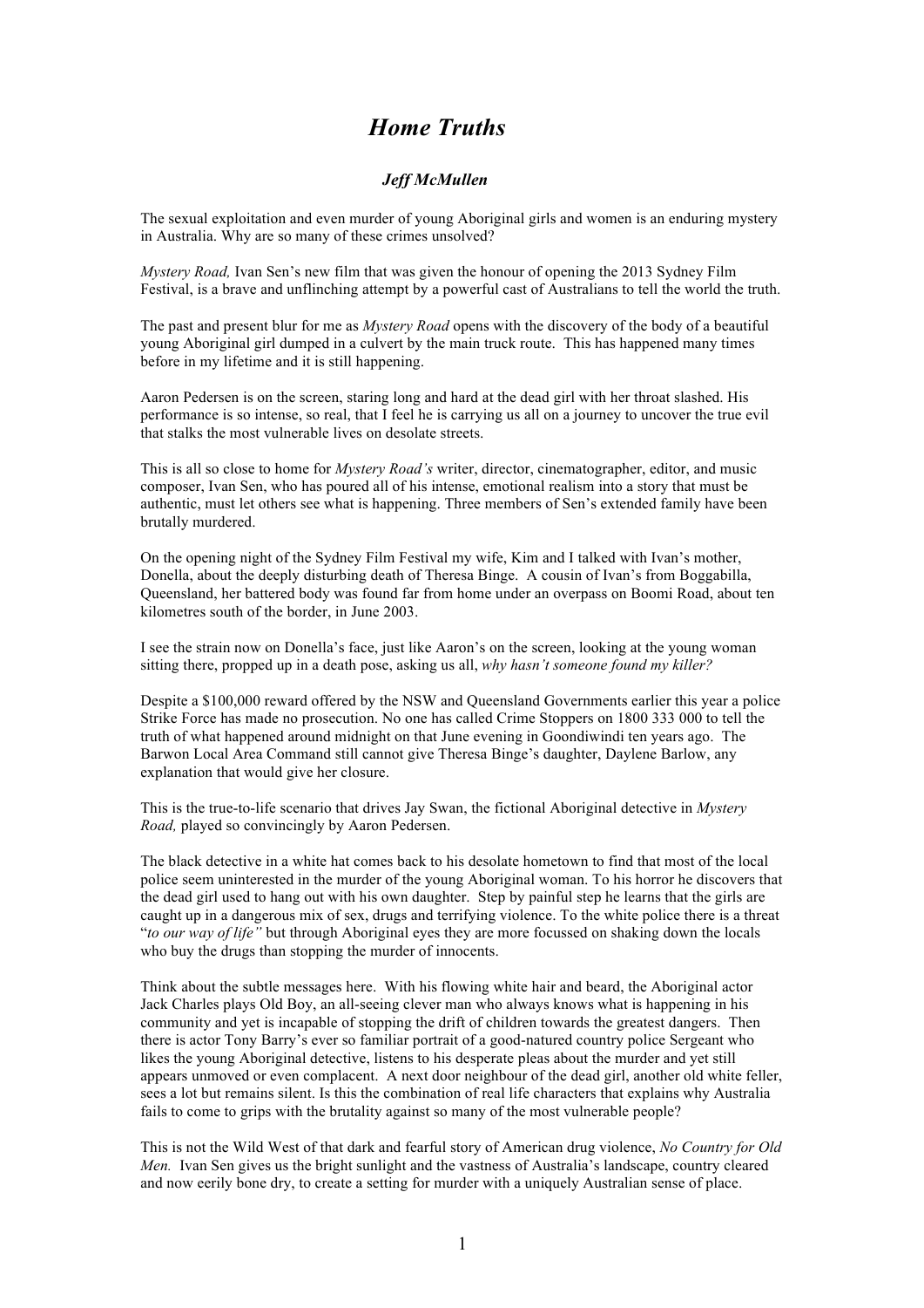# *Home Truths*

### *Jeff McMullen*

The sexual exploitation and even murder of young Aboriginal girls and women is an enduring mystery in Australia. Why are so many of these crimes unsolved?

*Mystery Road,* Ivan Sen's new film that was given the honour of opening the 2013 Sydney Film Festival, is a brave and unflinching attempt by a powerful cast of Australians to tell the world the truth.

The past and present blur for me as *Mystery Road* opens with the discovery of the body of a beautiful young Aboriginal girl dumped in a culvert by the main truck route. This has happened many times before in my lifetime and it is still happening.

Aaron Pedersen is on the screen, staring long and hard at the dead girl with her throat slashed. His performance is so intense, so real, that I feel he is carrying us all on a journey to uncover the true evil that stalks the most vulnerable lives on desolate streets.

This is all so close to home for *Mystery Road's* writer, director, cinematographer, editor, and music composer, Ivan Sen, who has poured all of his intense, emotional realism into a story that must be authentic, must let others see what is happening. Three members of Sen's extended family have been brutally murdered.

On the opening night of the Sydney Film Festival my wife, Kim and I talked with Ivan's mother, Donella, about the deeply disturbing death of Theresa Binge. A cousin of Ivan's from Boggabilla, Queensland, her battered body was found far from home under an overpass on Boomi Road, about ten kilometres south of the border, in June 2003.

I see the strain now on Donella's face, just like Aaron's on the screen, looking at the young woman sitting there, propped up in a death pose, asking us all, *why hasn't someone found my killer?*

Despite a $100,000 reward offered by the NSW and Queensland Governments earlier this year a police Strike Force has made no prosecution. No one has called Crime Stoppers on 1800 333 000 to tell the truth of what happened around midnight on that June evening in Goondiwindi ten years ago. The Barwon Local Area Command still cannot give Theresa Binge's daughter, Daylene Barlow, any explanation that would give her closure.

This is the true-to-life scenario that drives Jay Swan, the fictional Aboriginal detective in *Mystery Road,* played so convincingly by Aaron Pedersen.

The black detective in a white hat comes back to his desolate hometown to find that most of the local police seem uninterested in the murder of the young Aboriginal woman. To his horror he discovers that the dead girl used to hang out with his own daughter. Step by painful step he learns that the girls are caught up in a dangerous mix of sex, drugs and terrifying violence. To the white police there is a threat "*to our way of life"* but through Aboriginal eyes they are more focussed on shaking down the locals who buy the drugs than stopping the murder of innocents.

Think about the subtle messages here. With his flowing white hair and beard, the Aboriginal actor Jack Charles plays Old Boy, an all-seeing clever man who always knows what is happening in his community and yet is incapable of stopping the drift of children towards the greatest dangers. Then there is actor Tony Barry's ever so familiar portrait of a good-natured country police Sergeant who likes the young Aboriginal detective, listens to his desperate pleas about the murder and yet still appears unmoved or even complacent. A next door neighbour of the dead girl, another old white feller, sees a lot but remains silent. Is this the combination of real life characters that explains why Australia fails to come to grips with the brutality against so many of the most vulnerable people?

This is not the Wild West of that dark and fearful story of American drug violence, *No Country for Old Men.* Ivan Sen gives us the bright sunlight and the vastness of Australia's landscape, country cleared and now eerily bone dry, to create a setting for murder with a uniquely Australian sense of place.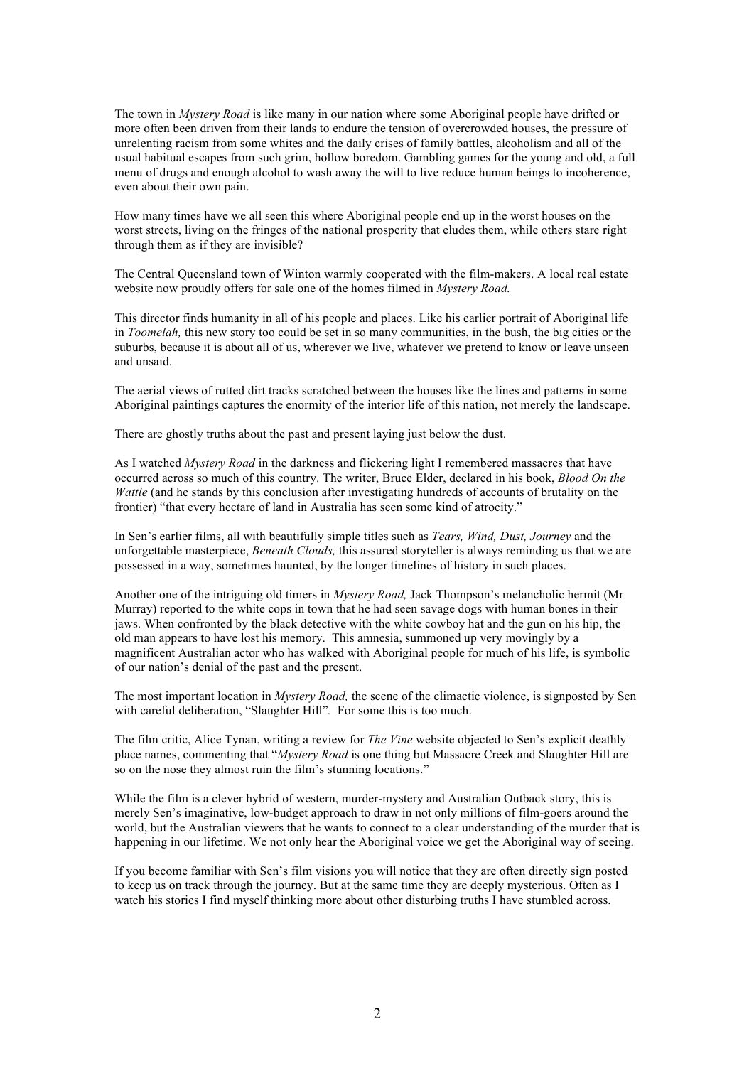The town in *Mystery Road* is like many in our nation where some Aboriginal people have drifted or more often been driven from their lands to endure the tension of overcrowded houses, the pressure of unrelenting racism from some whites and the daily crises of family battles, alcoholism and all of the usual habitual escapes from such grim, hollow boredom. Gambling games for the young and old, a full menu of drugs and enough alcohol to wash away the will to live reduce human beings to incoherence, even about their own pain.

How many times have we all seen this where Aboriginal people end up in the worst houses on the worst streets, living on the fringes of the national prosperity that eludes them, while others stare right through them as if they are invisible?

The Central Queensland town of Winton warmly cooperated with the film-makers. A local real estate website now proudly offers for sale one of the homes filmed in *Mystery Road.*

This director finds humanity in all of his people and places. Like his earlier portrait of Aboriginal life in *Toomelah,* this new story too could be set in so many communities, in the bush, the big cities or the suburbs, because it is about all of us, wherever we live, whatever we pretend to know or leave unseen and unsaid.

The aerial views of rutted dirt tracks scratched between the houses like the lines and patterns in some Aboriginal paintings captures the enormity of the interior life of this nation, not merely the landscape.

There are ghostly truths about the past and present laying just below the dust.

As I watched *Mystery Road* in the darkness and flickering light I remembered massacres that have occurred across so much of this country. The writer, Bruce Elder, declared in his book, *Blood On the Wattle* (and he stands by this conclusion after investigating hundreds of accounts of brutality on the frontier) "that every hectare of land in Australia has seen some kind of atrocity."

In Sen's earlier films, all with beautifully simple titles such as *Tears, Wind, Dust, Journey* and the unforgettable masterpiece, *Beneath Clouds,* this assured storyteller is always reminding us that we are possessed in a way, sometimes haunted, by the longer timelines of history in such places.

Another one of the intriguing old timers in *Mystery Road,* Jack Thompson's melancholic hermit (Mr Murray) reported to the white cops in town that he had seen savage dogs with human bones in their jaws. When confronted by the black detective with the white cowboy hat and the gun on his hip, the old man appears to have lost his memory. This amnesia, summoned up very movingly by a magnificent Australian actor who has walked with Aboriginal people for much of his life, is symbolic of our nation's denial of the past and the present.

The most important location in *Mystery Road,* the scene of the climactic violence, is signposted by Sen with careful deliberation, "Slaughter Hill". For some this is too much.

The film critic, Alice Tynan, writing a review for *The Vine* website objected to Sen's explicit deathly place names, commenting that "*Mystery Road* is one thing but Massacre Creek and Slaughter Hill are so on the nose they almost ruin the film's stunning locations."

While the film is a clever hybrid of western, murder-mystery and Australian Outback story, this is merely Sen's imaginative, low-budget approach to draw in not only millions of film-goers around the world, but the Australian viewers that he wants to connect to a clear understanding of the murder that is happening in our lifetime. We not only hear the Aboriginal voice we get the Aboriginal way of seeing.

If you become familiar with Sen's film visions you will notice that they are often directly sign posted to keep us on track through the journey. But at the same time they are deeply mysterious. Often as I watch his stories I find myself thinking more about other disturbing truths I have stumbled across.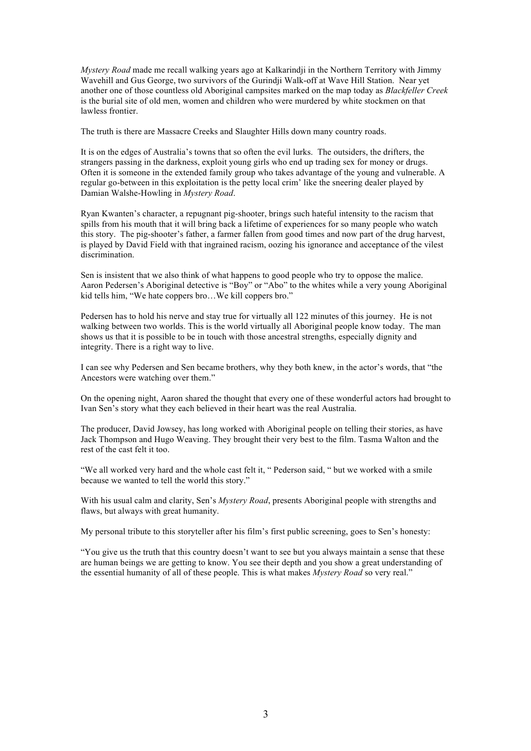*Mystery Road* made me recall walking years ago at Kalkarindji in the Northern Territory with Jimmy Wavehill and Gus George, two survivors of the Gurindji Walk-off at Wave Hill Station. Near yet another one of those countless old Aboriginal campsites marked on the map today as *Blackfeller Creek* is the burial site of old men, women and children who were murdered by white stockmen on that lawless frontier.

The truth is there are Massacre Creeks and Slaughter Hills down many country roads.

It is on the edges of Australia's towns that so often the evil lurks. The outsiders, the drifters, the strangers passing in the darkness, exploit young girls who end up trading sex for money or drugs. Often it is someone in the extended family group who takes advantage of the young and vulnerable. A regular go-between in this exploitation is the petty local crim' like the sneering dealer played by Damian Walshe-Howling in *Mystery Road*.

Ryan Kwanten's character, a repugnant pig-shooter, brings such hateful intensity to the racism that spills from his mouth that it will bring back a lifetime of experiences for so many people who watch this story. The pig-shooter's father, a farmer fallen from good times and now part of the drug harvest, is played by David Field with that ingrained racism, oozing his ignorance and acceptance of the vilest discrimination.

Sen is insistent that we also think of what happens to good people who try to oppose the malice. Aaron Pedersen's Aboriginal detective is "Boy" or "Abo" to the whites while a very young Aboriginal kid tells him, "We hate coppers bro…We kill coppers bro."

Pedersen has to hold his nerve and stay true for virtually all 122 minutes of this journey. He is not walking between two worlds. This is the world virtually all Aboriginal people know today. The man shows us that it is possible to be in touch with those ancestral strengths, especially dignity and integrity. There is a right way to live.

I can see why Pedersen and Sen became brothers, why they both knew, in the actor's words, that "the Ancestors were watching over them."

On the opening night, Aaron shared the thought that every one of these wonderful actors had brought to Ivan Sen's story what they each believed in their heart was the real Australia.

The producer, David Jowsey, has long worked with Aboriginal people on telling their stories, as have Jack Thompson and Hugo Weaving. They brought their very best to the film. Tasma Walton and the rest of the cast felt it too.

"We all worked very hard and the whole cast felt it, " Pederson said, " but we worked with a smile because we wanted to tell the world this story."

With his usual calm and clarity, Sen's *Mystery Road*, presents Aboriginal people with strengths and flaws, but always with great humanity.

My personal tribute to this storyteller after his film's first public screening, goes to Sen's honesty:

"You give us the truth that this country doesn't want to see but you always maintain a sense that these are human beings we are getting to know. You see their depth and you show a great understanding of the essential humanity of all of these people. This is what makes *Mystery Road* so very real."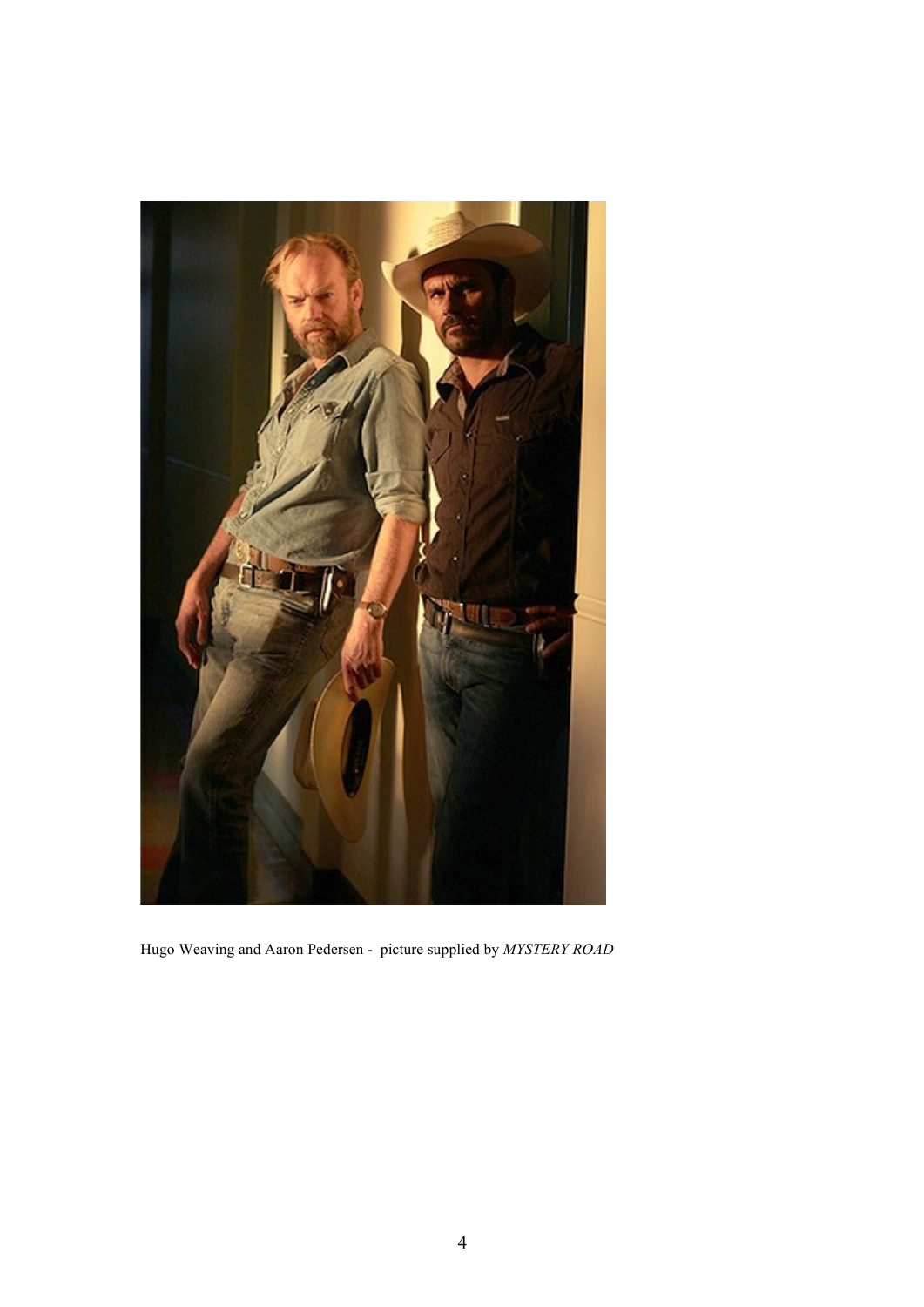Hugo Weaving and Aaron Pedersen - picture supplied by *MYSTERY ROAD*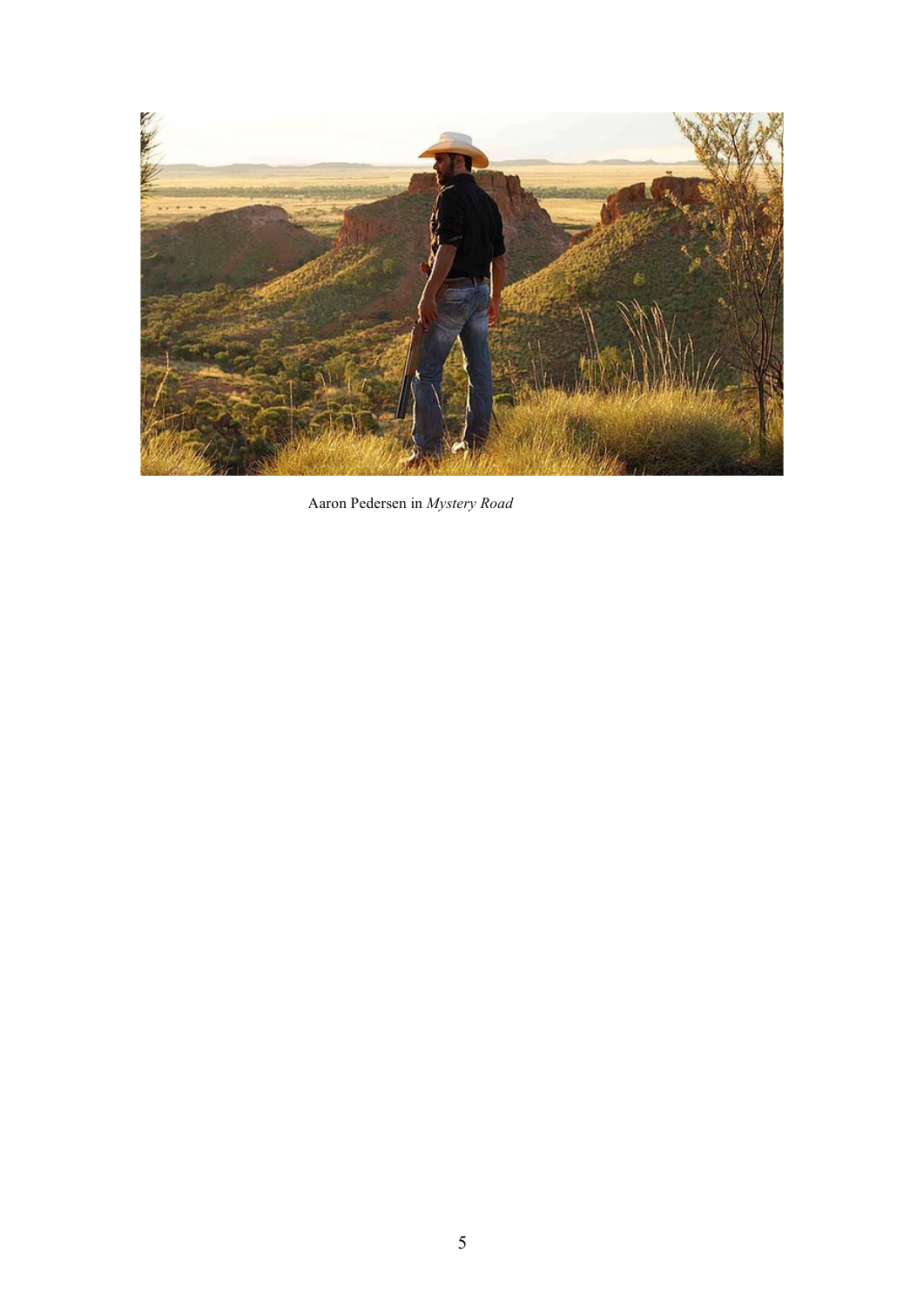Aaron Pedersen in *Mystery Road*